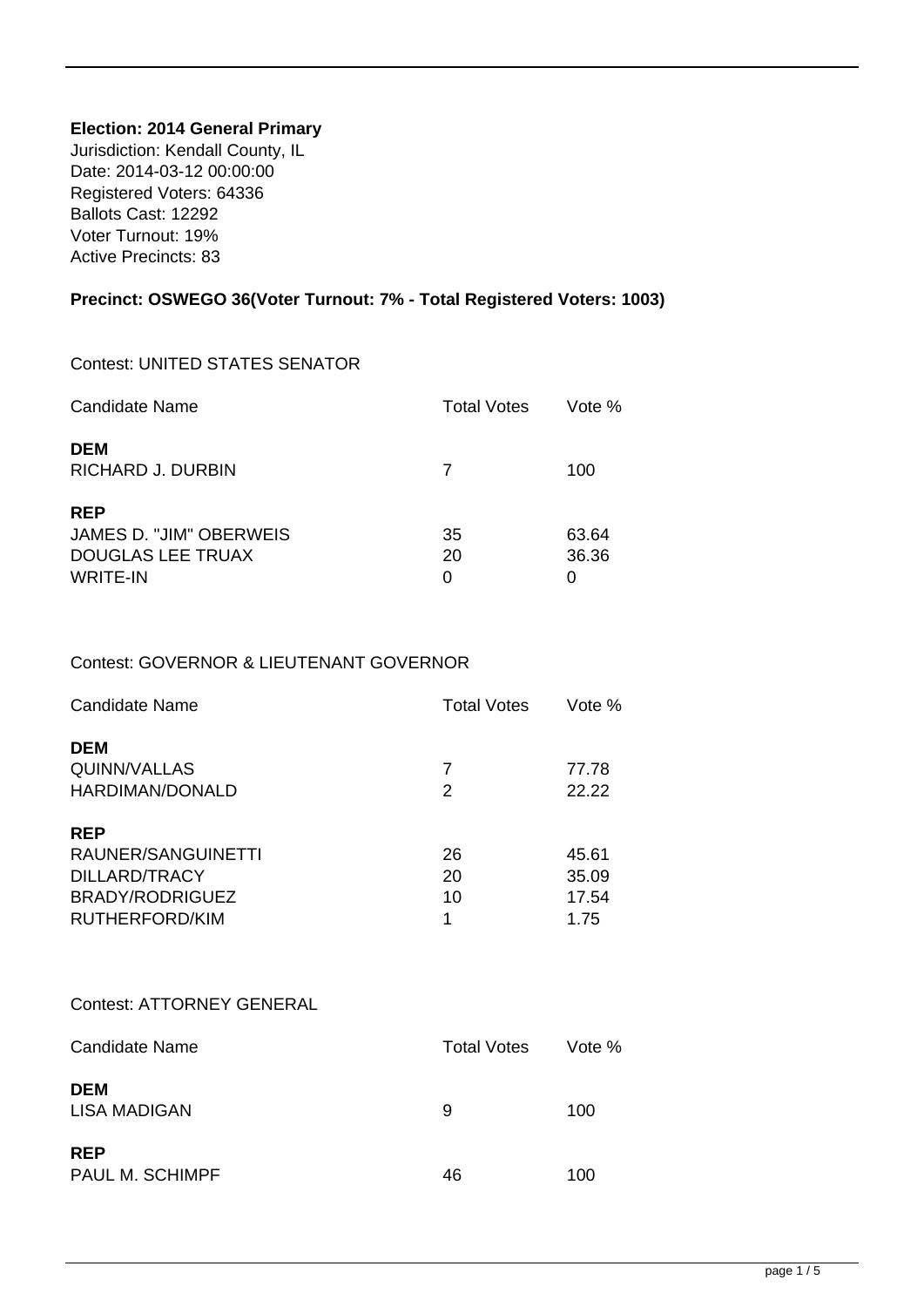**Election: 2014 General Primary**

Jurisdiction: Kendall County, IL
Date: 2014-03-12 00:00:00
Registered Voters: 64336
Ballots Cast: 12292
Voter Turnout: 19%
Active Precincts: 83

**Precinct: OSWEGO 36(Voter Turnout: 7% - Total Registered Voters: 1003)**

Contest: UNITED STATES SENATOR

| Candidate Name | Total Votes | Vote % |
|---|---|---|
| **DEM** | | |
| RICHARD J. DURBIN | 7 | 100 |
| **REP** | | |
| JAMES D. "JIM" OBERWEIS | 35 | 63.64 |
| DOUGLAS LEE TRUAX | 20 | 36.36 |
| WRITE-IN | 0 | 0 |

Contest: GOVERNOR & LIEUTENANT GOVERNOR

| Candidate Name | Total Votes | Vote % |
|---|---|---|
| **DEM** | | |
| QUINN/VALLAS | 7 | 77.78 |
| HARDIMAN/DONALD | 2 | 22.22 |
| **REP** | | |
| RAUNER/SANGUINETTI | 26 | 45.61 |
| DILLARD/TRACY | 20 | 35.09 |
| BRADY/RODRIGUEZ | 10 | 17.54 |
| RUTHERFORD/KIM | 1 | 1.75 |

Contest: ATTORNEY GENERAL

| Candidate Name | Total Votes | Vote % |
|---|---|---|
| **DEM** | | |
| LISA MADIGAN | 9 | 100 |
| **REP** | | |
| PAUL M. SCHIMPF | 46 | 100 |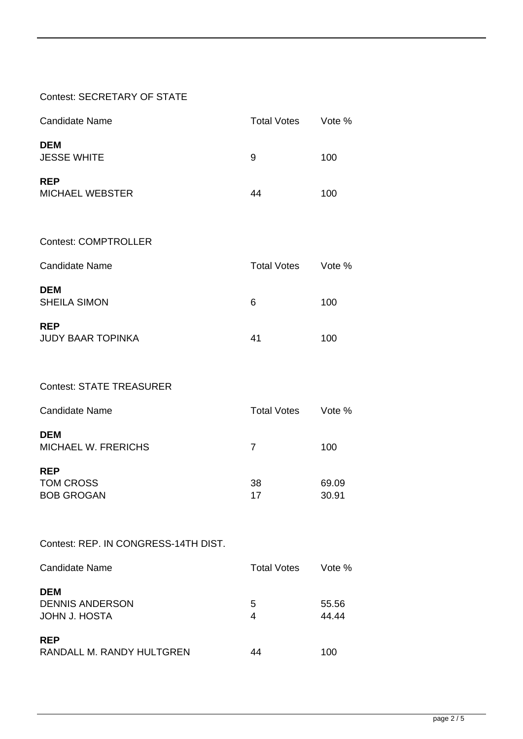Contest: SECRETARY OF STATE

| Candidate Name | Total Votes | Vote % |
|---|---|---|
| **DEM** | | |
| JESSE WHITE | 9 | 100 |
| **REP** | | |
| MICHAEL WEBSTER | 44 | 100 |

Contest: COMPTROLLER

| Candidate Name | Total Votes | Vote % |
|---|---|---|
| **DEM** | | |
| SHEILA SIMON | 6 | 100 |
| **REP** | | |
| JUDY BAAR TOPINKA | 41 | 100 |

Contest: STATE TREASURER

| Candidate Name | Total Votes | Vote % |
|---|---|---|
| **DEM** | | |
| MICHAEL W. FRERICHS | 7 | 100 |
| **REP** | | |
| TOM CROSS | 38 | 69.09 |
| BOB GROGAN | 17 | 30.91 |

Contest: REP. IN CONGRESS-14TH DIST.

| Candidate Name | Total Votes | Vote % |
|---|---|---|
| **DEM** | | |
| DENNIS ANDERSON | 5 | 55.56 |
| JOHN J. HOSTA | 4 | 44.44 |
| **REP** | | |
| RANDALL M. RANDY HULTGREN | 44 | 100 |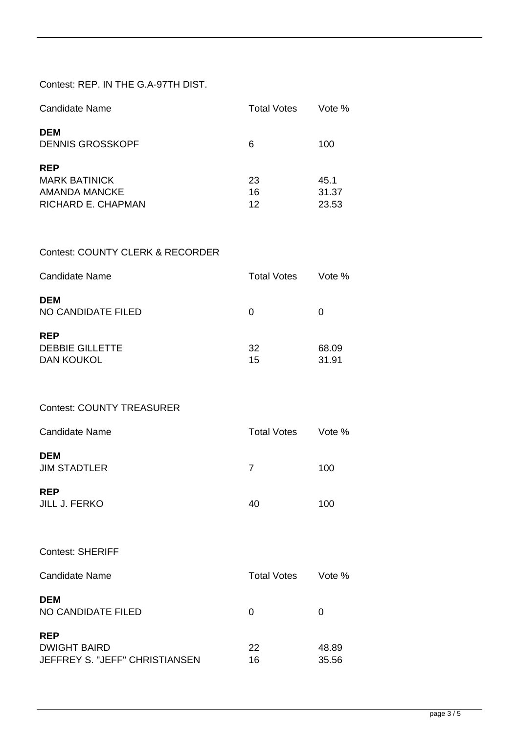Contest: REP. IN THE G.A-97TH DIST.

| Candidate Name | Total Votes | Vote % |
| --- | --- | --- |
| **DEM** | | |
| DENNIS GROSSKOPF | 6 | 100 |
| **REP** | | |
| MARK BATINICK | 23 | 45.1 |
| AMANDA MANCKE | 16 | 31.37 |
| RICHARD E. CHAPMAN | 12 | 23.53 |

Contest: COUNTY CLERK & RECORDER

| Candidate Name | Total Votes | Vote % |
| --- | --- | --- |
| **DEM** | | |
| NO CANDIDATE FILED | 0 | 0 |
| **REP** | | |
| DEBBIE GILLETTE | 32 | 68.09 |
| DAN KOUKOL | 15 | 31.91 |

Contest: COUNTY TREASURER

| Candidate Name | Total Votes | Vote % |
| --- | --- | --- |
| **DEM** | | |
| JIM STADTLER | 7 | 100 |
| **REP** | | |
| JILL J. FERKO | 40 | 100 |

Contest: SHERIFF

| Candidate Name | Total Votes | Vote % |
| --- | --- | --- |
| **DEM** | | |
| NO CANDIDATE FILED | 0 | 0 |
| **REP** | | |
| DWIGHT BAIRD | 22 | 48.89 |
| JEFFREY S. "JEFF" CHRISTIANSEN | 16 | 35.56 |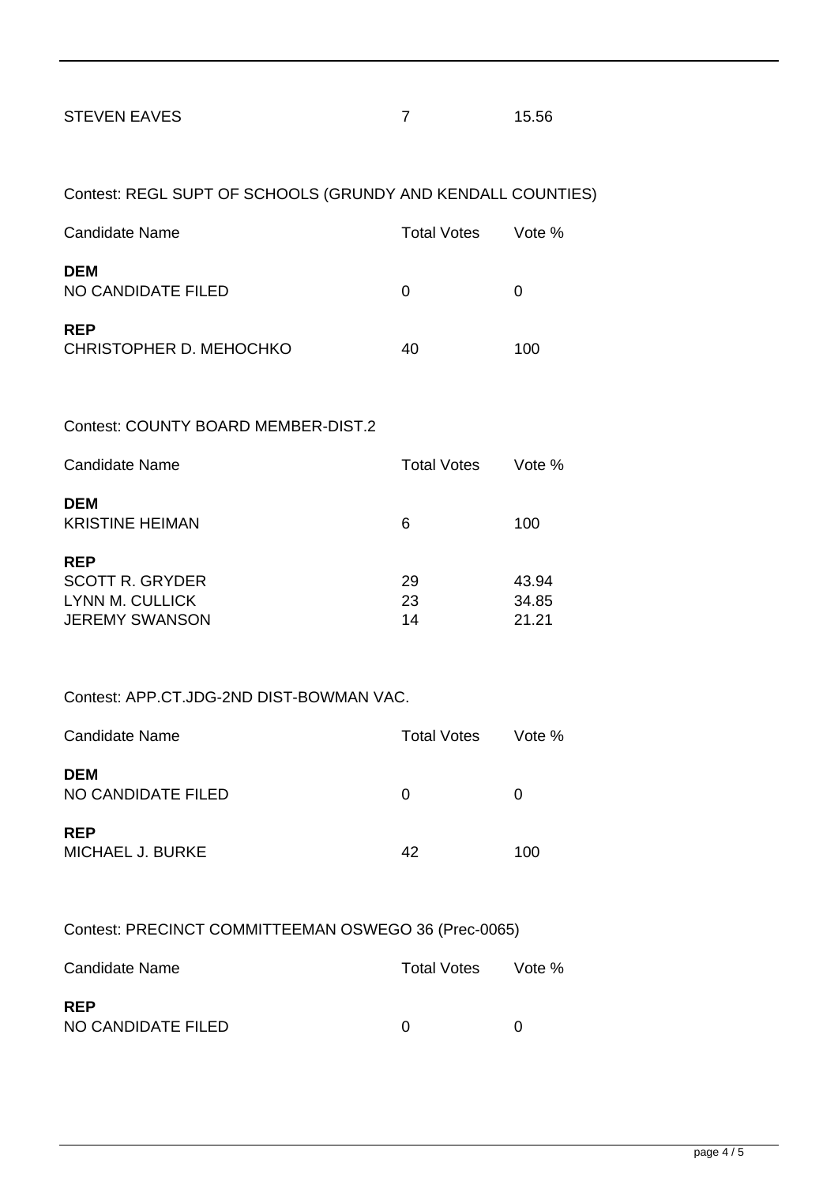| | | |
|---|---|---|
| STEVEN EAVES | 7 | 15.56 |

Contest: REGL SUPT OF SCHOOLS (GRUNDY AND KENDALL COUNTIES)

| Candidate Name | Total Votes | Vote % |
|---|---|---|
| **DEM** | | |
| NO CANDIDATE FILED | 0 | 0 |
| **REP** | | |
| CHRISTOPHER D. MEHOCHKO | 40 | 100 |

Contest: COUNTY BOARD MEMBER-DIST.2

| Candidate Name | Total Votes | Vote % |
|---|---|---|
| **DEM** | | |
| KRISTINE HEIMAN | 6 | 100 |
| **REP** | | |
| SCOTT R. GRYDER | 29 | 43.94 |
| LYNN M. CULLICK | 23 | 34.85 |
| JEREMY SWANSON | 14 | 21.21 |

Contest: APP.CT.JDG-2ND DIST-BOWMAN VAC.

| Candidate Name | Total Votes | Vote % |
|---|---|---|
| **DEM** | | |
| NO CANDIDATE FILED | 0 | 0 |
| **REP** | | |
| MICHAEL J. BURKE | 42 | 100 |

Contest: PRECINCT COMMITTEEMAN OSWEGO 36 (Prec-0065)

| Candidate Name | Total Votes | Vote % |
|---|---|---|
| **REP** | | |
| NO CANDIDATE FILED | 0 | 0 |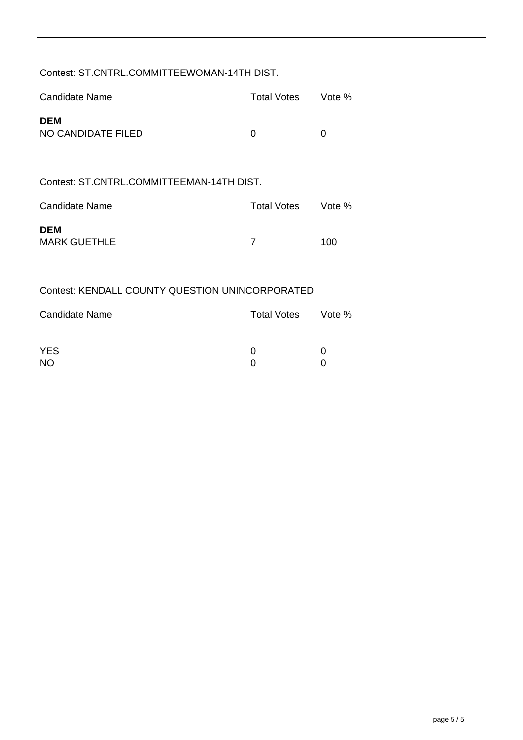Contest: ST.CNTRL.COMMITTEEWOMAN-14TH DIST.

| Candidate Name | Total Votes | Vote % |
|---|---|---|
| **DEM** | | |
| NO CANDIDATE FILED | 0 | 0 |

Contest: ST.CNTRL.COMMITTEEMAN-14TH DIST.

| Candidate Name | Total Votes | Vote % |
|---|---|---|
| **DEM** | | |
| MARK GUETHLE | 7 | 100 |

Contest: KENDALL COUNTY QUESTION UNINCORPORATED

| Candidate Name | Total Votes | Vote % |
|---|---|---|
| YES | 0 | 0 |
| NO | 0 | 0 |